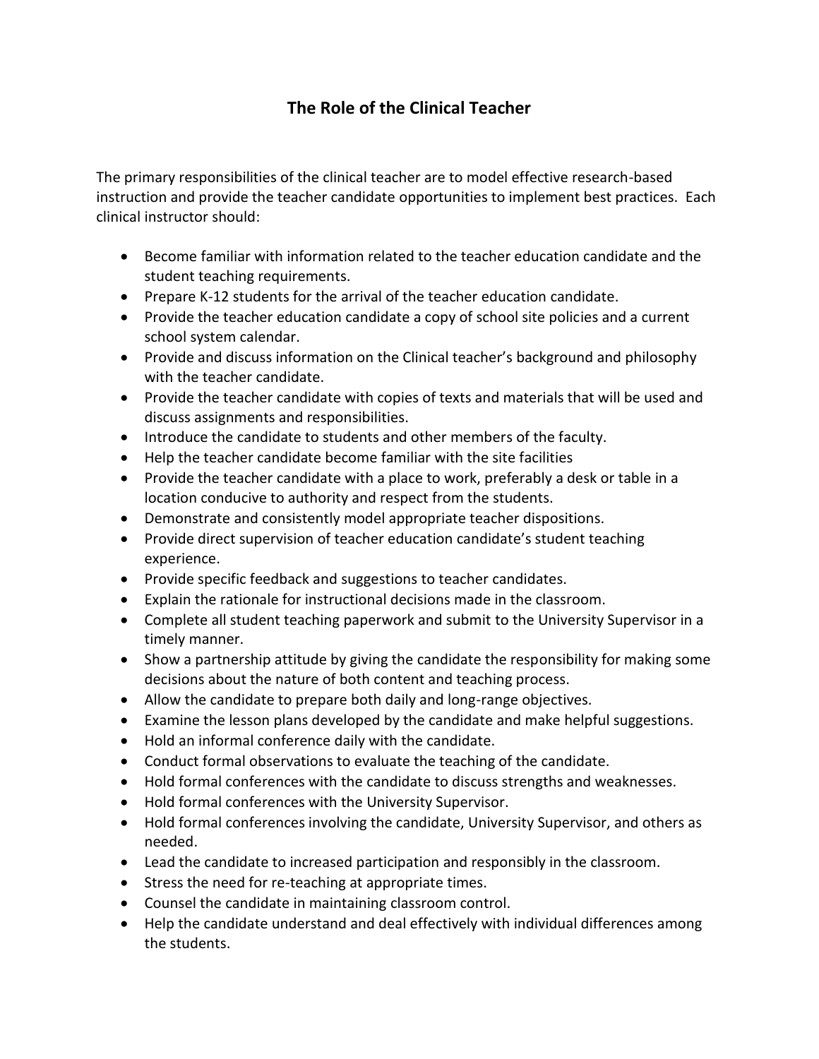# The Role of the Clinical Teacher

The primary responsibilities of the clinical teacher are to model effective research-based instruction and provide the teacher candidate opportunities to implement best practices. Each clinical instructor should:

- Become familiar with information related to the teacher education candidate and the student teaching requirements.
- Prepare K-12 students for the arrival of the teacher education candidate.
- Provide the teacher education candidate a copy of school site policies and a current school system calendar.
- Provide and discuss information on the Clinical teacher's background and philosophy with the teacher candidate.
- Provide the teacher candidate with copies of texts and materials that will be used and discuss assignments and responsibilities.
- Introduce the candidate to students and other members of the faculty.
- Help the teacher candidate become familiar with the site facilities
- Provide the teacher candidate with a place to work, preferably a desk or table in a location conducive to authority and respect from the students.
- Demonstrate and consistently model appropriate teacher dispositions.
- Provide direct supervision of teacher education candidate's student teaching experience.
- Provide specific feedback and suggestions to teacher candidates.
- Explain the rationale for instructional decisions made in the classroom.
- Complete all student teaching paperwork and submit to the University Supervisor in a timely manner.
- Show a partnership attitude by giving the candidate the responsibility for making some decisions about the nature of both content and teaching process.
- Allow the candidate to prepare both daily and long-range objectives.
- Examine the lesson plans developed by the candidate and make helpful suggestions.
- Hold an informal conference daily with the candidate.
- Conduct formal observations to evaluate the teaching of the candidate.
- Hold formal conferences with the candidate to discuss strengths and weaknesses.
- Hold formal conferences with the University Supervisor.
- Hold formal conferences involving the candidate, University Supervisor, and others as needed.
- Lead the candidate to increased participation and responsibly in the classroom.
- Stress the need for re-teaching at appropriate times.
- Counsel the candidate in maintaining classroom control.
- Help the candidate understand and deal effectively with individual differences among the students.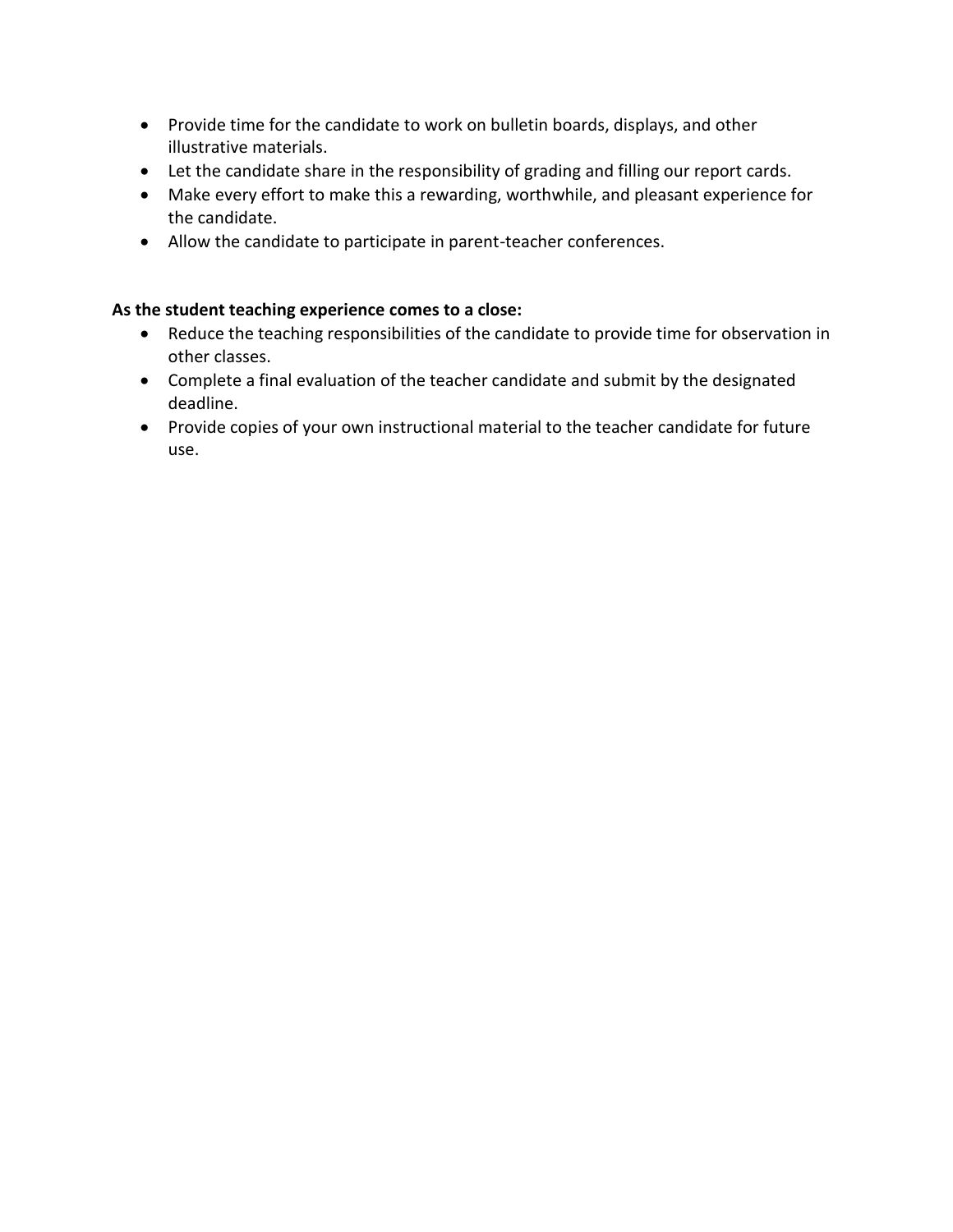- Provide time for the candidate to work on bulletin boards, displays, and other illustrative materials.
- Let the candidate share in the responsibility of grading and filling our report cards.
- Make every effort to make this a rewarding, worthwhile, and pleasant experience for the candidate.
- Allow the candidate to participate in parent-teacher conferences.

**As the student teaching experience comes to a close:**

- Reduce the teaching responsibilities of the candidate to provide time for observation in other classes.
- Complete a final evaluation of the teacher candidate and submit by the designated deadline.
- Provide copies of your own instructional material to the teacher candidate for future use.